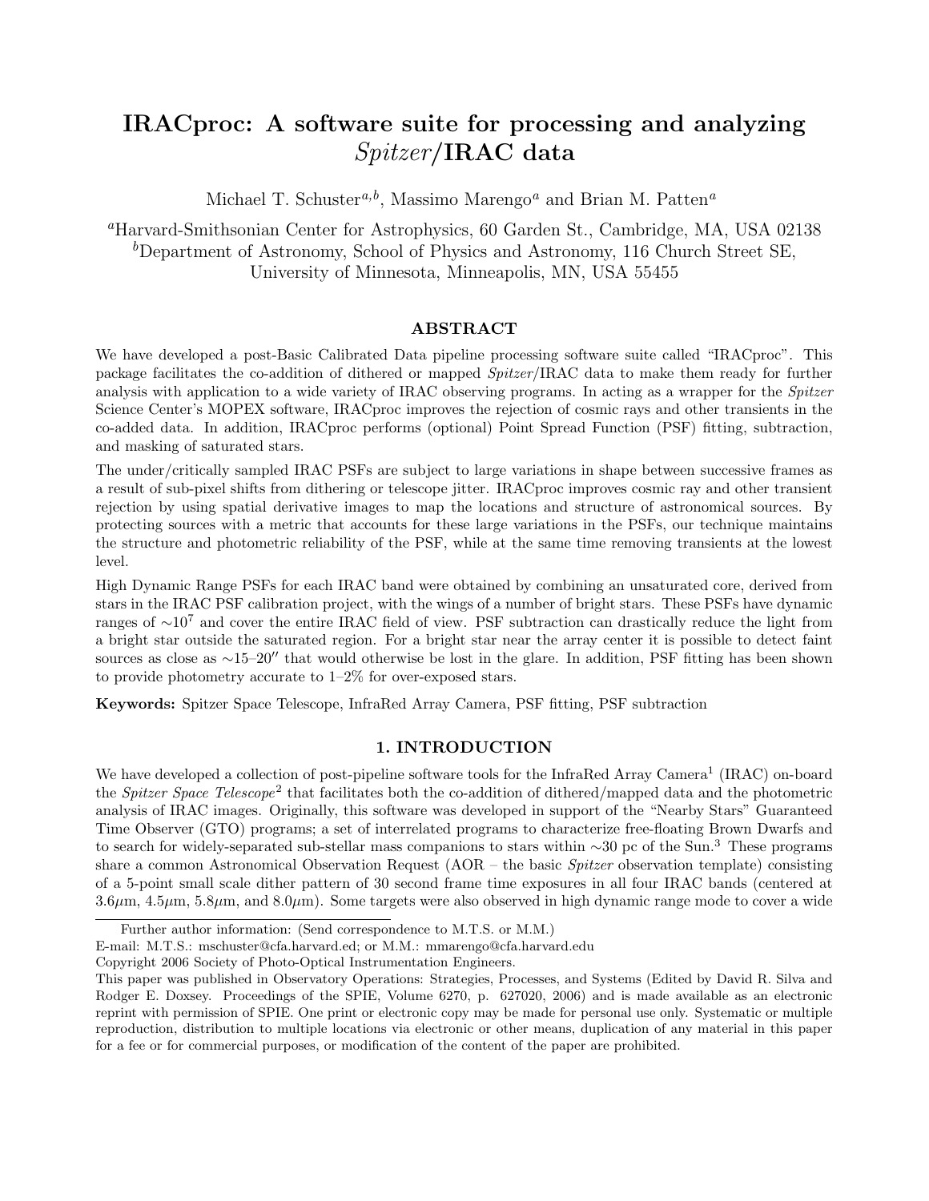# IRACproc: A software suite for processing and analyzing *Spitzer*/IRAC data

Michael T. Schuster[a,b], Massimo Marengo[a] and Brian M. Patten[a]

[a]Harvard-Smithsonian Center for Astrophysics, 60 Garden St., Cambridge, MA, USA 02138
[b]Department of Astronomy, School of Physics and Astronomy, 116 Church Street SE, University of Minnesota, Minneapolis, MN, USA 55455

## ABSTRACT

We have developed a post-Basic Calibrated Data pipeline processing software suite called "IRACproc". This package facilitates the co-addition of dithered or mapped *Spitzer*/IRAC data to make them ready for further analysis with application to a wide variety of IRAC observing programs. In acting as a wrapper for the *Spitzer* Science Center's MOPEX software, IRACproc improves the rejection of cosmic rays and other transients in the co-added data. In addition, IRACproc performs (optional) Point Spread Function (PSF) fitting, subtraction, and masking of saturated stars.

The under/critically sampled IRAC PSFs are subject to large variations in shape between successive frames as a result of sub-pixel shifts from dithering or telescope jitter. IRACproc improves cosmic ray and other transient rejection by using spatial derivative images to map the locations and structure of astronomical sources. By protecting sources with a metric that accounts for these large variations in the PSFs, our technique maintains the structure and photometric reliability of the PSF, while at the same time removing transients at the lowest level.

High Dynamic Range PSFs for each IRAC band were obtained by combining an unsaturated core, derived from stars in the IRAC PSF calibration project, with the wings of a number of bright stars. These PSFs have dynamic ranges of $\sim 10^7$ and cover the entire IRAC field of view. PSF subtraction can drastically reduce the light from a bright star outside the saturated region. For a bright star near the array center it is possible to detect faint sources as close as $\sim$15–20″ that would otherwise be lost in the glare. In addition, PSF fitting has been shown to provide photometry accurate to 1–2% for over-exposed stars.

**Keywords:** Spitzer Space Telescope, InfraRed Array Camera, PSF fitting, PSF subtraction

## 1. INTRODUCTION

We have developed a collection of post-pipeline software tools for the InfraRed Array Camera[1] (IRAC) on-board the *Spitzer Space Telescope*[2] that facilitates both the co-addition of dithered/mapped data and the photometric analysis of IRAC images. Originally, this software was developed in support of the "Nearby Stars" Guaranteed Time Observer (GTO) programs; a set of interrelated programs to characterize free-floating Brown Dwarfs and to search for widely-separated sub-stellar mass companions to stars within $\sim$30 pc of the Sun.[3] These programs share a common Astronomical Observation Request (AOR – the basic *Spitzer* observation template) consisting of a 5-point small scale dither pattern of 30 second frame time exposures in all four IRAC bands (centered at 3.6$\mu$m, 4.5$\mu$m, 5.8$\mu$m, and 8.0$\mu$m). Some targets were also observed in high dynamic range mode to cover a wide

---

Further author information: (Send correspondence to M.T.S. or M.M.)
E-mail: M.T.S.: mschuster@cfa.harvard.ed; or M.M.: mmarengo@cfa.harvard.edu
Copyright 2006 Society of Photo-Optical Instrumentation Engineers.
This paper was published in Observatory Operations: Strategies, Processes, and Systems (Edited by David R. Silva and Rodger E. Doxsey. Proceedings of the SPIE, Volume 6270, p. 627020, 2006) and is made available as an electronic reprint with permission of SPIE. One print or electronic copy may be made for personal use only. Systematic or multiple reproduction, distribution to multiple locations via electronic or other means, duplication of any material in this paper for a fee or for commercial purposes, or modification of the content of the paper are prohibited.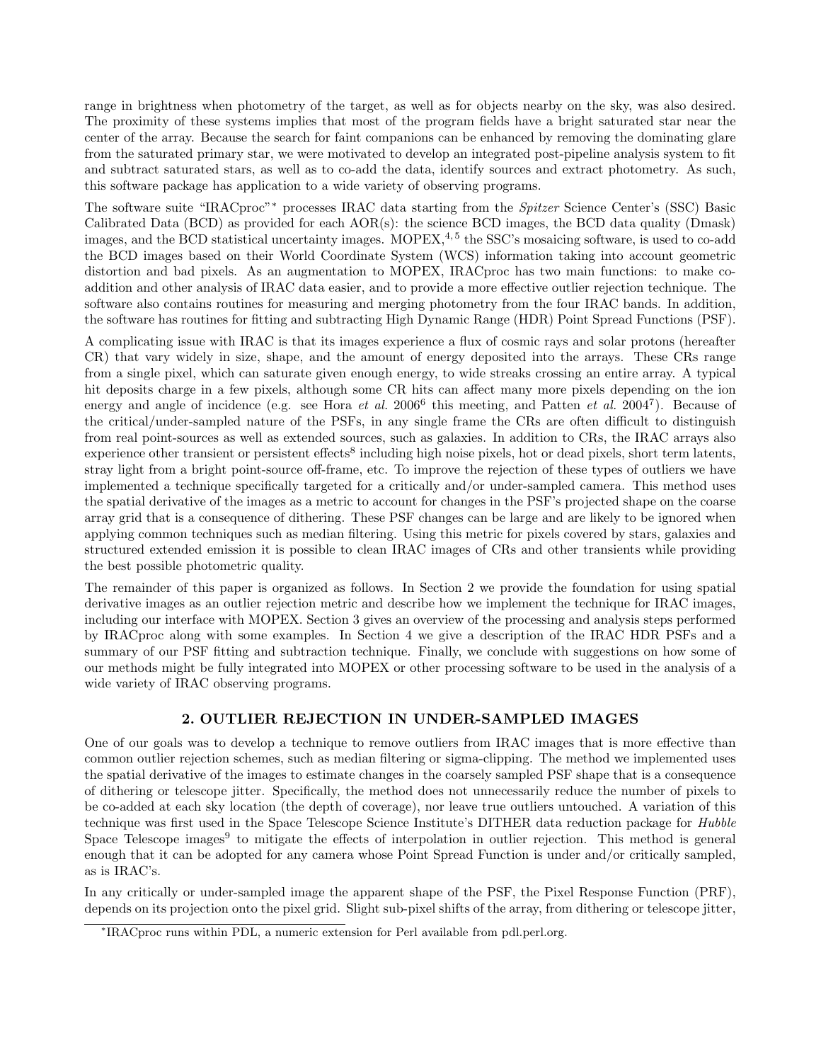range in brightness when photometry of the target, as well as for objects nearby on the sky, was also desired. The proximity of these systems implies that most of the program fields have a bright saturated star near the center of the array. Because the search for faint companions can be enhanced by removing the dominating glare from the saturated primary star, we were motivated to develop an integrated post-pipeline analysis system to fit and subtract saturated stars, as well as to co-add the data, identify sources and extract photometry. As such, this software package has application to a wide variety of observing programs.

The software suite "IRACproc"* processes IRAC data starting from the *Spitzer* Science Center's (SSC) Basic Calibrated Data (BCD) as provided for each AOR(s): the science BCD images, the BCD data quality (Dmask) images, and the BCD statistical uncertainty images. MOPEX,[4,5] the SSC's mosaicing software, is used to co-add the BCD images based on their World Coordinate System (WCS) information taking into account geometric distortion and bad pixels. As an augmentation to MOPEX, IRACproc has two main functions: to make co-addition and other analysis of IRAC data easier, and to provide a more effective outlier rejection technique. The software also contains routines for measuring and merging photometry from the four IRAC bands. In addition, the software has routines for fitting and subtracting High Dynamic Range (HDR) Point Spread Functions (PSF).

A complicating issue with IRAC is that its images experience a flux of cosmic rays and solar protons (hereafter CR) that vary widely in size, shape, and the amount of energy deposited into the arrays. These CRs range from a single pixel, which can saturate given enough energy, to wide streaks crossing an entire array. A typical hit deposits charge in a few pixels, although some CR hits can affect many more pixels depending on the ion energy and angle of incidence (e.g. see Hora *et al.* 2006[6] this meeting, and Patten *et al.* 2004[7]). Because of the critical/under-sampled nature of the PSFs, in any single frame the CRs are often difficult to distinguish from real point-sources as well as extended sources, such as galaxies. In addition to CRs, the IRAC arrays also experience other transient or persistent effects[8] including high noise pixels, hot or dead pixels, short term latents, stray light from a bright point-source off-frame, etc. To improve the rejection of these types of outliers we have implemented a technique specifically targeted for a critically and/or under-sampled camera. This method uses the spatial derivative of the images as a metric to account for changes in the PSF's projected shape on the coarse array grid that is a consequence of dithering. These PSF changes can be large and are likely to be ignored when applying common techniques such as median filtering. Using this metric for pixels covered by stars, galaxies and structured extended emission it is possible to clean IRAC images of CRs and other transients while providing the best possible photometric quality.

The remainder of this paper is organized as follows. In Section 2 we provide the foundation for using spatial derivative images as an outlier rejection metric and describe how we implement the technique for IRAC images, including our interface with MOPEX. Section 3 gives an overview of the processing and analysis steps performed by IRACproc along with some examples. In Section 4 we give a description of the IRAC HDR PSFs and a summary of our PSF fitting and subtraction technique. Finally, we conclude with suggestions on how some of our methods might be fully integrated into MOPEX or other processing software to be used in the analysis of a wide variety of IRAC observing programs.

## 2. OUTLIER REJECTION IN UNDER-SAMPLED IMAGES

One of our goals was to develop a technique to remove outliers from IRAC images that is more effective than common outlier rejection schemes, such as median filtering or sigma-clipping. The method we implemented uses the spatial derivative of the images to estimate changes in the coarsely sampled PSF shape that is a consequence of dithering or telescope jitter. Specifically, the method does not unnecessarily reduce the number of pixels to be co-added at each sky location (the depth of coverage), nor leave true outliers untouched. A variation of this technique was first used in the Space Telescope Science Institute's DITHER data reduction package for *Hubble* Space Telescope images[9] to mitigate the effects of interpolation in outlier rejection. This method is general enough that it can be adopted for any camera whose Point Spread Function is under and/or critically sampled, as is IRAC's.

In any critically or under-sampled image the apparent shape of the PSF, the Pixel Response Function (PRF), depends on its projection onto the pixel grid. Slight sub-pixel shifts of the array, from dithering or telescope jitter,

*IRACproc runs within PDL, a numeric extension for Perl available from pdl.perl.org.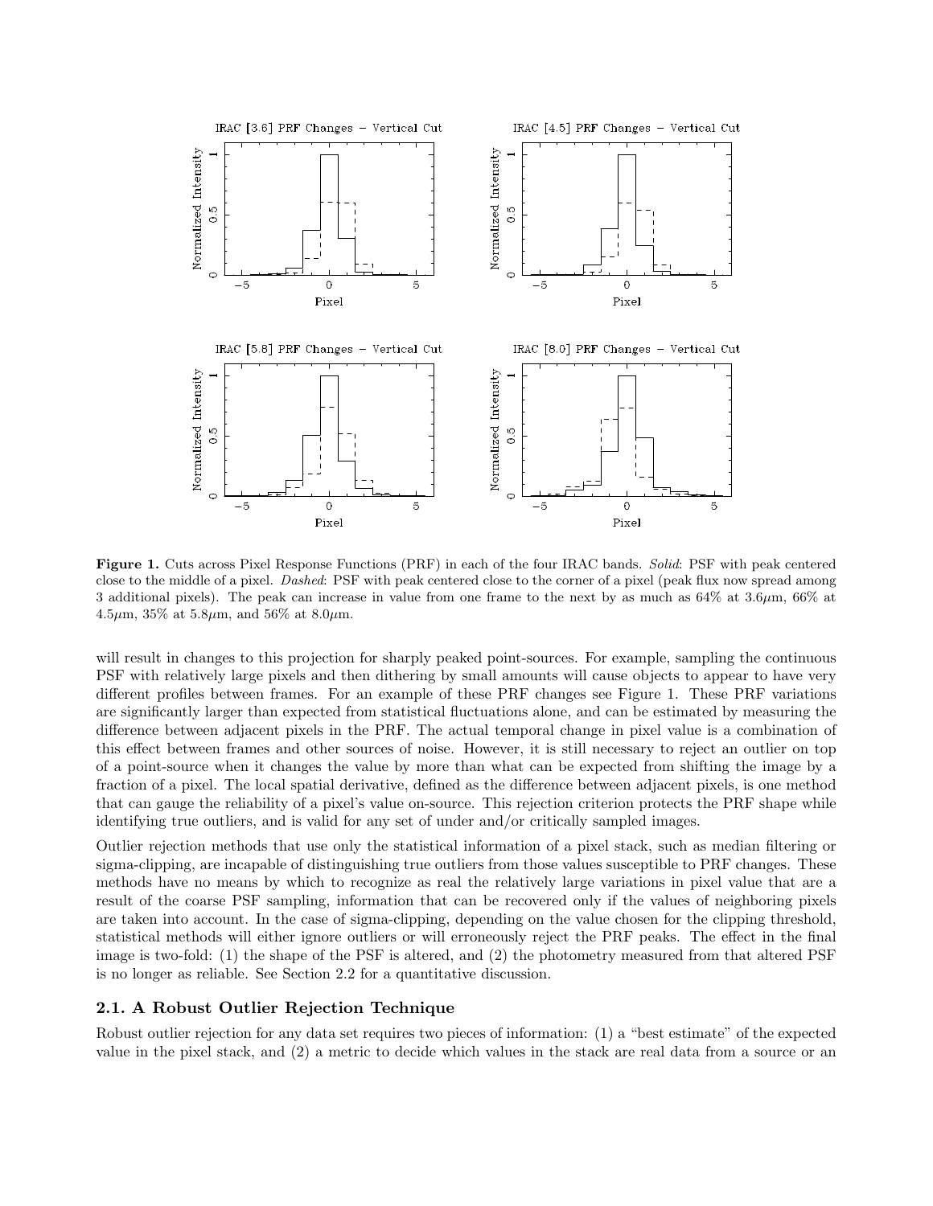**Figure 1.** Cuts across Pixel Response Functions (PRF) in each of the four IRAC bands. *Solid*: PSF with peak centered close to the middle of a pixel. *Dashed*: PSF with peak centered close to the corner of a pixel (peak flux now spread among 3 additional pixels). The peak can increase in value from one frame to the next by as much as 64% at 3.6$\mu$m, 66% at 4.5$\mu$m, 35% at 5.8$\mu$m, and 56% at 8.0$\mu$m.

will result in changes to this projection for sharply peaked point-sources. For example, sampling the continuous PSF with relatively large pixels and then dithering by small amounts will cause objects to appear to have very different profiles between frames. For an example of these PRF changes see Figure 1. These PRF variations are significantly larger than expected from statistical fluctuations alone, and can be estimated by measuring the difference between adjacent pixels in the PRF. The actual temporal change in pixel value is a combination of this effect between frames and other sources of noise. However, it is still necessary to reject an outlier on top of a point-source when it changes the value by more than what can be expected from shifting the image by a fraction of a pixel. The local spatial derivative, defined as the difference between adjacent pixels, is one method that can gauge the reliability of a pixel's value on-source. This rejection criterion protects the PRF shape while identifying true outliers, and is valid for any set of under and/or critically sampled images.

Outlier rejection methods that use only the statistical information of a pixel stack, such as median filtering or sigma-clipping, are incapable of distinguishing true outliers from those values susceptible to PRF changes. These methods have no means by which to recognize as real the relatively large variations in pixel value that are a result of the coarse PSF sampling, information that can be recovered only if the values of neighboring pixels are taken into account. In the case of sigma-clipping, depending on the value chosen for the clipping threshold, statistical methods will either ignore outliers or will erroneously reject the PRF peaks. The effect in the final image is two-fold: (1) the shape of the PSF is altered, and (2) the photometry measured from that altered PSF is no longer as reliable. See Section 2.2 for a quantitative discussion.

## 2.1. A Robust Outlier Rejection Technique

Robust outlier rejection for any data set requires two pieces of information: (1) a "best estimate" of the expected value in the pixel stack, and (2) a metric to decide which values in the stack are real data from a source or an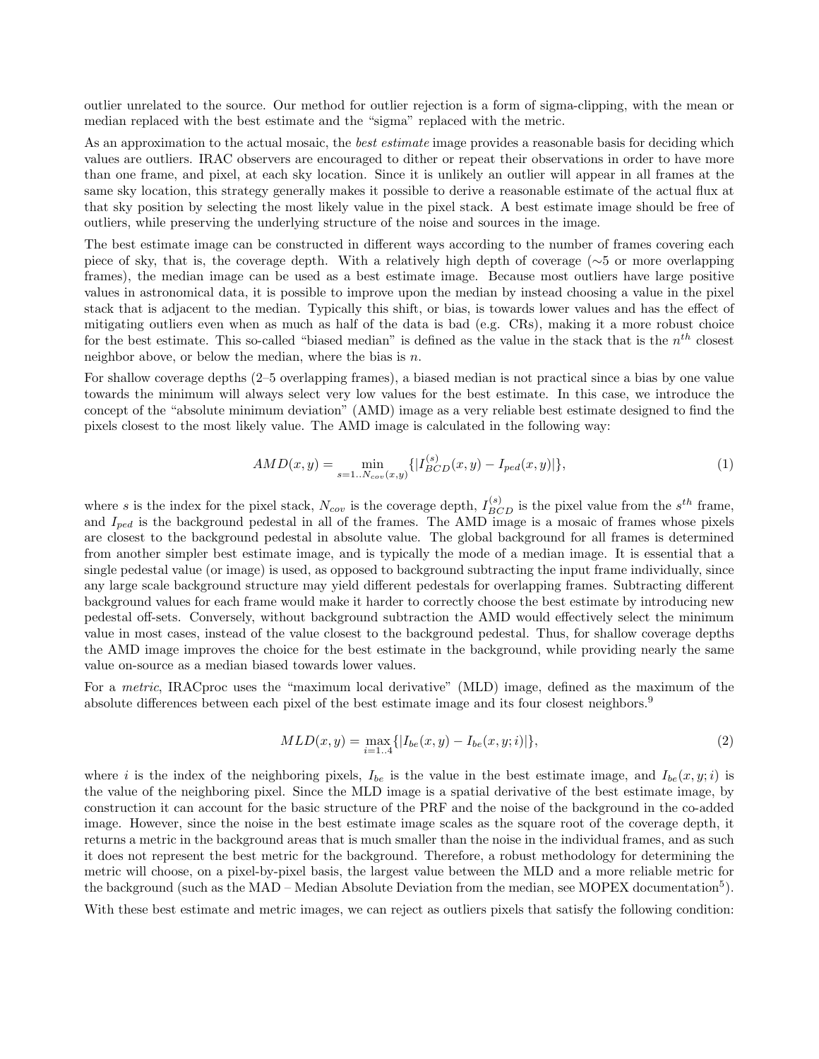outlier unrelated to the source. Our method for outlier rejection is a form of sigma-clipping, with the mean or median replaced with the best estimate and the "sigma" replaced with the metric.

As an approximation to the actual mosaic, the *best estimate* image provides a reasonable basis for deciding which values are outliers. IRAC observers are encouraged to dither or repeat their observations in order to have more than one frame, and pixel, at each sky location. Since it is unlikely an outlier will appear in all frames at the same sky location, this strategy generally makes it possible to derive a reasonable estimate of the actual flux at that sky position by selecting the most likely value in the pixel stack. A best estimate image should be free of outliers, while preserving the underlying structure of the noise and sources in the image.

The best estimate image can be constructed in different ways according to the number of frames covering each piece of sky, that is, the coverage depth. With a relatively high depth of coverage (∼5 or more overlapping frames), the median image can be used as a best estimate image. Because most outliers have large positive values in astronomical data, it is possible to improve upon the median by instead choosing a value in the pixel stack that is adjacent to the median. Typically this shift, or bias, is towards lower values and has the effect of mitigating outliers even when as much as half of the data is bad (e.g. CRs), making it a more robust choice for the best estimate. This so-called "biased median" is defined as the value in the stack that is the $n^{th}$ closest neighbor above, or below the median, where the bias is $n$.

For shallow coverage depths (2–5 overlapping frames), a biased median is not practical since a bias by one value towards the minimum will always select very low values for the best estimate. In this case, we introduce the concept of the "absolute minimum deviation" (AMD) image as a very reliable best estimate designed to find the pixels closest to the most likely value. The AMD image is calculated in the following way:

$$AMD(x,y) = \min_{s=1..N_{cov}(x,y)} \{|I^{(s)}_{BCD}(x,y) - I_{ped}(x,y)|\}, \tag{1}$$

where $s$ is the index for the pixel stack, $N_{cov}$ is the coverage depth, $I^{(s)}_{BCD}$ is the pixel value from the $s^{th}$ frame, and $I_{ped}$ is the background pedestal in all of the frames. The AMD image is a mosaic of frames whose pixels are closest to the background pedestal in absolute value. The global background for all frames is determined from another simpler best estimate image, and is typically the mode of a median image. It is essential that a single pedestal value (or image) is used, as opposed to background subtracting the input frame individually, since any large scale background structure may yield different pedestals for overlapping frames. Subtracting different background values for each frame would make it harder to correctly choose the best estimate by introducing new pedestal off-sets. Conversely, without background subtraction the AMD would effectively select the minimum value in most cases, instead of the value closest to the background pedestal. Thus, for shallow coverage depths the AMD image improves the choice for the best estimate in the background, while providing nearly the same value on-source as a median biased towards lower values.

For a *metric*, IRACproc uses the "maximum local derivative" (MLD) image, defined as the maximum of the absolute differences between each pixel of the best estimate image and its four closest neighbors.[9]

$$MLD(x,y) = \max_{i=1..4} \{|I_{be}(x,y) - I_{be}(x,y;i)|\}, \tag{2}$$

where $i$ is the index of the neighboring pixels, $I_{be}$ is the value in the best estimate image, and $I_{be}(x,y;i)$ is the value of the neighboring pixel. Since the MLD image is a spatial derivative of the best estimate image, by construction it can account for the basic structure of the PRF and the noise of the background in the co-added image. However, since the noise in the best estimate image scales as the square root of the coverage depth, it returns a metric in the background areas that is much smaller than the noise in the individual frames, and as such it does not represent the best metric for the background. Therefore, a robust methodology for determining the metric will choose, on a pixel-by-pixel basis, the largest value between the MLD and a more reliable metric for the background (such as the MAD – Median Absolute Deviation from the median, see MOPEX documentation[5]).

With these best estimate and metric images, we can reject as outliers pixels that satisfy the following condition: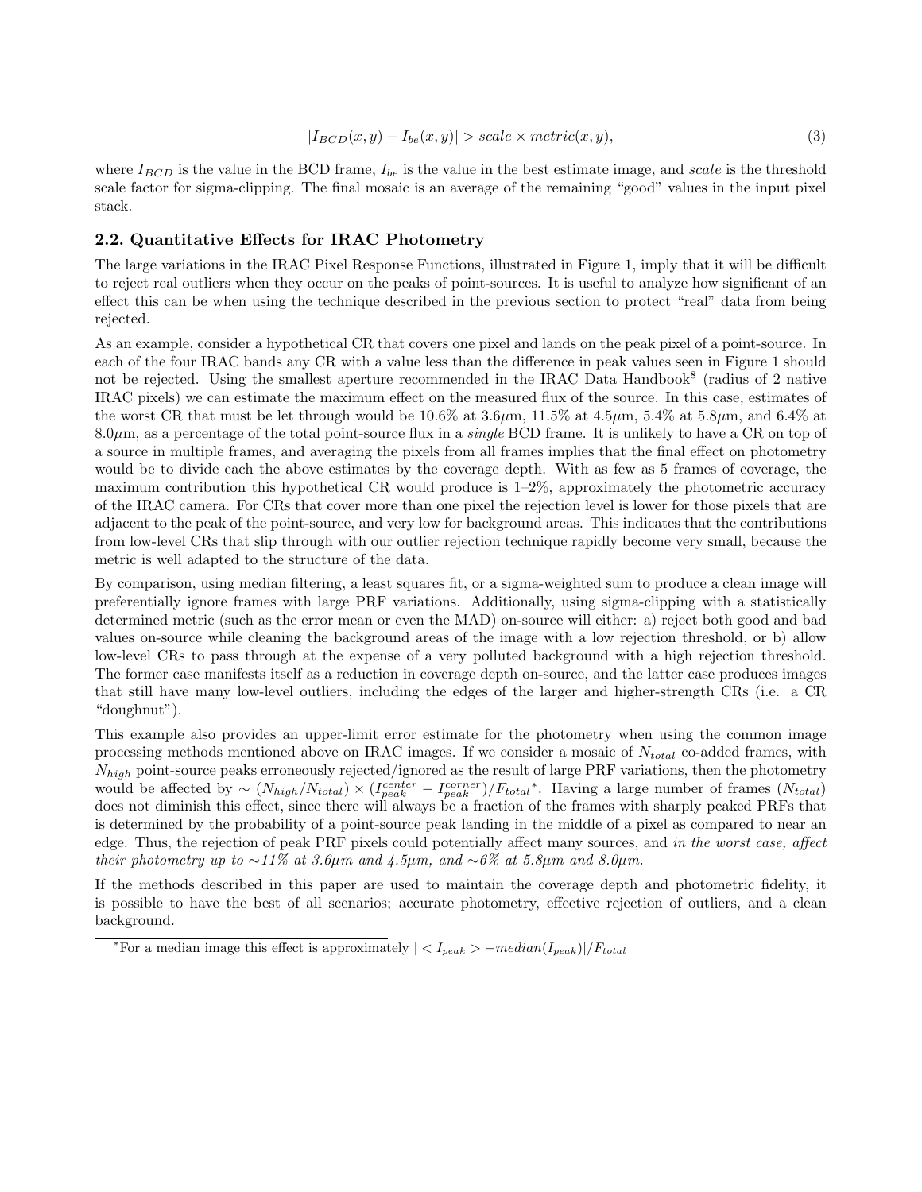$$|I_{BCD}(x,y) - I_{be}(x,y)| > scale \times metric(x,y), \tag{3}$$

where $I_{BCD}$ is the value in the BCD frame, $I_{be}$ is the value in the best estimate image, and *scale* is the threshold scale factor for sigma-clipping. The final mosaic is an average of the remaining "good" values in the input pixel stack.

### 2.2. Quantitative Effects for IRAC Photometry

The large variations in the IRAC Pixel Response Functions, illustrated in Figure 1, imply that it will be difficult to reject real outliers when they occur on the peaks of point-sources. It is useful to analyze how significant of an effect this can be when using the technique described in the previous section to protect "real" data from being rejected.

As an example, consider a hypothetical CR that covers one pixel and lands on the peak pixel of a point-source. In each of the four IRAC bands any CR with a value less than the difference in peak values seen in Figure 1 should not be rejected. Using the smallest aperture recommended in the IRAC Data Handbook[8] (radius of 2 native IRAC pixels) we can estimate the maximum effect on the measured flux of the source. In this case, estimates of the worst CR that must be let through would be 10.6% at 3.6$\mu$m, 11.5% at 4.5$\mu$m, 5.4% at 5.8$\mu$m, and 6.4% at 8.0$\mu$m, as a percentage of the total point-source flux in a *single* BCD frame. It is unlikely to have a CR on top of a source in multiple frames, and averaging the pixels from all frames implies that the final effect on photometry would be to divide each the above estimates by the coverage depth. With as few as 5 frames of coverage, the maximum contribution this hypothetical CR would produce is 1–2%, approximately the photometric accuracy of the IRAC camera. For CRs that cover more than one pixel the rejection level is lower for those pixels that are adjacent to the peak of the point-source, and very low for background areas. This indicates that the contributions from low-level CRs that slip through with our outlier rejection technique rapidly become very small, because the metric is well adapted to the structure of the data.

By comparison, using median filtering, a least squares fit, or a sigma-weighted sum to produce a clean image will preferentially ignore frames with large PRF variations. Additionally, using sigma-clipping with a statistically determined metric (such as the error mean or even the MAD) on-source will either: a) reject both good and bad values on-source while cleaning the background areas of the image with a low rejection threshold, or b) allow low-level CRs to pass through at the expense of a very polluted background with a high rejection threshold. The former case manifests itself as a reduction in coverage depth on-source, and the latter case produces images that still have many low-level outliers, including the edges of the larger and higher-strength CRs (i.e. a CR "doughnut").

This example also provides an upper-limit error estimate for the photometry when using the common image processing methods mentioned above on IRAC images. If we consider a mosaic of $N_{total}$ co-added frames, with $N_{high}$ point-source peaks erroneously rejected/ignored as the result of large PRF variations, then the photometry would be affected by $\sim (N_{high}/N_{total}) \times (I_{peak}^{center} - I_{peak}^{corner})/F_{total}$*. Having a large number of frames ($N_{total}$) does not diminish this effect, since there will always be a fraction of the frames with sharply peaked PRFs that is determined by the probability of a point-source peak landing in the middle of a pixel as compared to near an edge. Thus, the rejection of peak PRF pixels could potentially affect many sources, and *in the worst case, affect their photometry up to ~11% at 3.6μm and 4.5μm, and ~6% at 5.8μm and 8.0μm.*

If the methods described in this paper are used to maintain the coverage depth and photometric fidelity, it is possible to have the best of all scenarios; accurate photometry, effective rejection of outliers, and a clean background.

*For a median image this effect is approximately $| < I_{peak} > - median(I_{peak})|/F_{total}$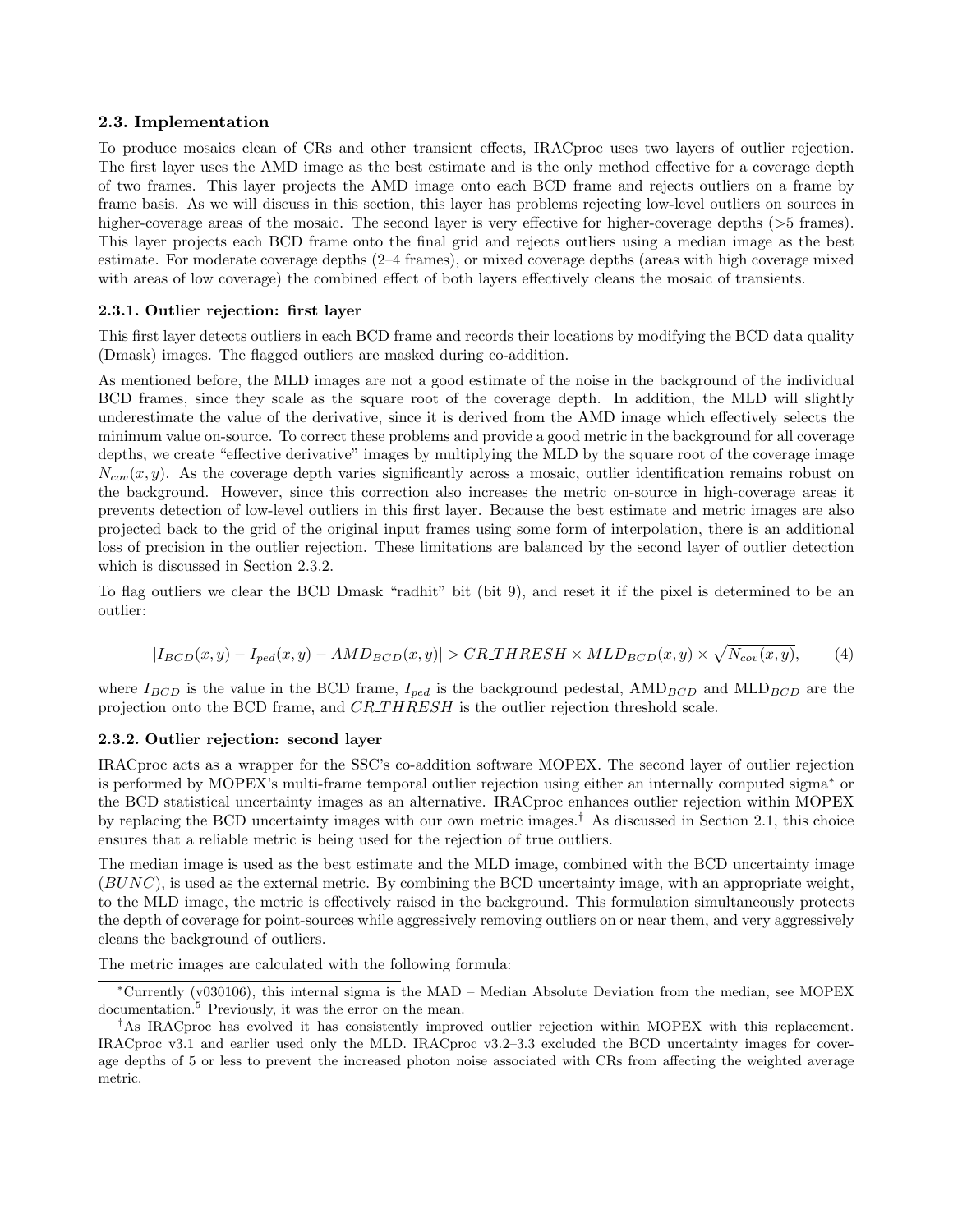### 2.3. Implementation

To produce mosaics clean of CRs and other transient effects, IRACproc uses two layers of outlier rejection. The first layer uses the AMD image as the best estimate and is the only method effective for a coverage depth of two frames. This layer projects the AMD image onto each BCD frame and rejects outliers on a frame by frame basis. As we will discuss in this section, this layer has problems rejecting low-level outliers on sources in higher-coverage areas of the mosaic. The second layer is very effective for higher-coverage depths (>5 frames). This layer projects each BCD frame onto the final grid and rejects outliers using a median image as the best estimate. For moderate coverage depths (2–4 frames), or mixed coverage depths (areas with high coverage mixed with areas of low coverage) the combined effect of both layers effectively cleans the mosaic of transients.

#### 2.3.1. Outlier rejection: first layer

This first layer detects outliers in each BCD frame and records their locations by modifying the BCD data quality (Dmask) images. The flagged outliers are masked during co-addition.

As mentioned before, the MLD images are not a good estimate of the noise in the background of the individual BCD frames, since they scale as the square root of the coverage depth. In addition, the MLD will slightly underestimate the value of the derivative, since it is derived from the AMD image which effectively selects the minimum value on-source. To correct these problems and provide a good metric in the background for all coverage depths, we create "effective derivative" images by multiplying the MLD by the square root of the coverage image $N_{cov}(x, y)$. As the coverage depth varies significantly across a mosaic, outlier identification remains robust on the background. However, since this correction also increases the metric on-source in high-coverage areas it prevents detection of low-level outliers in this first layer. Because the best estimate and metric images are also projected back to the grid of the original input frames using some form of interpolation, there is an additional loss of precision in the outlier rejection. These limitations are balanced by the second layer of outlier detection which is discussed in Section 2.3.2.

To flag outliers we clear the BCD Dmask "radhit" bit (bit 9), and reset it if the pixel is determined to be an outlier:

$$|I_{BCD}(x, y) - I_{ped}(x, y) - AMD_{BCD}(x, y)| > CR\_THRESH \times MLD_{BCD}(x, y) \times \sqrt{N_{cov}(x, y)}, \quad (4)$$

where $I_{BCD}$ is the value in the BCD frame, $I_{ped}$ is the background pedestal, $\mathrm{AMD}_{BCD}$ and $\mathrm{MLD}_{BCD}$ are the projection onto the BCD frame, and $CR\_THRESH$ is the outlier rejection threshold scale.

#### 2.3.2. Outlier rejection: second layer

IRACproc acts as a wrapper for the SSC's co-addition software MOPEX. The second layer of outlier rejection is performed by MOPEX's multi-frame temporal outlier rejection using either an internally computed sigma* or the BCD statistical uncertainty images as an alternative. IRACproc enhances outlier rejection within MOPEX by replacing the BCD uncertainty images with our own metric images.† As discussed in Section 2.1, this choice ensures that a reliable metric is being used for the rejection of true outliers.

The median image is used as the best estimate and the MLD image, combined with the BCD uncertainty image ($BUNC$), is used as the external metric. By combining the BCD uncertainty image, with an appropriate weight, to the MLD image, the metric is effectively raised in the background. This formulation simultaneously protects the depth of coverage for point-sources while aggressively removing outliers on or near them, and very aggressively cleans the background of outliers.

The metric images are calculated with the following formula:

*Currently (v030106), this internal sigma is the MAD – Median Absolute Deviation from the median, see MOPEX documentation.[5] Previously, it was the error on the mean.

†As IRACproc has evolved it has consistently improved outlier rejection within MOPEX with this replacement. IRACproc v3.1 and earlier used only the MLD. IRACproc v3.2–3.3 excluded the BCD uncertainty images for coverage depths of 5 or less to prevent the increased photon noise associated with CRs from affecting the weighted average metric.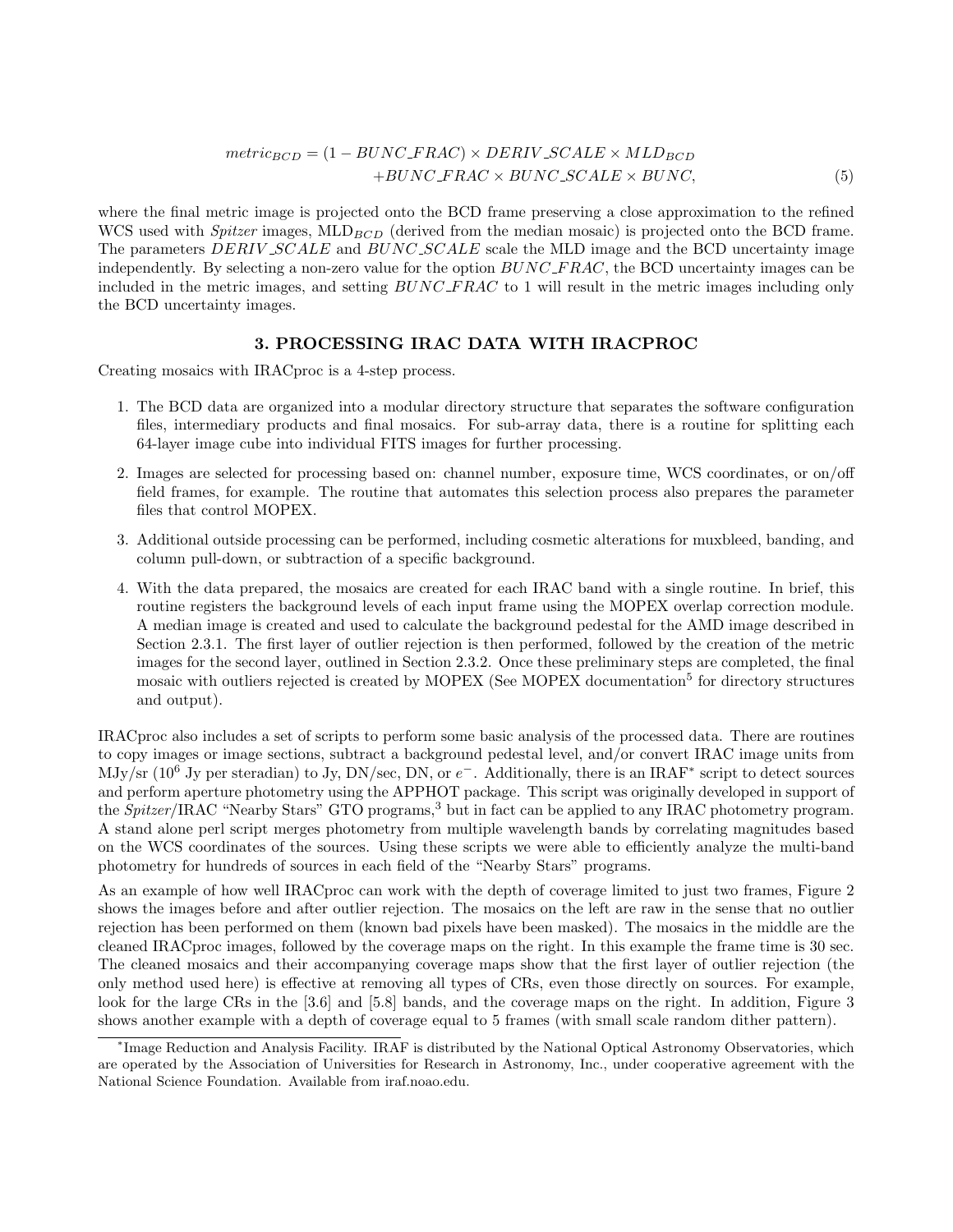$$
\begin{aligned}
metric_{BCD} = & (1 - BUNC\_FRAC) \times DERIV\_SCALE \times MLD_{BCD} \\
& + BUNC\_FRAC \times BUNC\_SCALE \times BUNC,
\end{aligned} \tag{5}
$$

where the final metric image is projected onto the BCD frame preserving a close approximation to the refined WCS used with *Spitzer* images, $\mathrm{MLD}_{BCD}$ (derived from the median mosaic) is projected onto the BCD frame. The parameters $DERIV\_SCALE$ and $BUNC\_SCALE$ scale the MLD image and the BCD uncertainty image independently. By selecting a non-zero value for the option $BUNC\_FRAC$, the BCD uncertainty images can be included in the metric images, and setting $BUNC\_FRAC$ to 1 will result in the metric images including only the BCD uncertainty images.

## 3. PROCESSING IRAC DATA WITH IRACPROC

Creating mosaics with IRACproc is a 4-step process.

1. The BCD data are organized into a modular directory structure that separates the software configuration files, intermediary products and final mosaics. For sub-array data, there is a routine for splitting each 64-layer image cube into individual FITS images for further processing.
2. Images are selected for processing based on: channel number, exposure time, WCS coordinates, or on/off field frames, for example. The routine that automates this selection process also prepares the parameter files that control MOPEX.
3. Additional outside processing can be performed, including cosmetic alterations for muxbleed, banding, and column pull-down, or subtraction of a specific background.
4. With the data prepared, the mosaics are created for each IRAC band with a single routine. In brief, this routine registers the background levels of each input frame using the MOPEX overlap correction module. A median image is created and used to calculate the background pedestal for the AMD image described in Section 2.3.1. The first layer of outlier rejection is then performed, followed by the creation of the metric images for the second layer, outlined in Section 2.3.2. Once these preliminary steps are completed, the final mosaic with outliers rejected is created by MOPEX (See MOPEX documentation[5] for directory structures and output).

IRACproc also includes a set of scripts to perform some basic analysis of the processed data. There are routines to copy images or image sections, subtract a background pedestal level, and/or convert IRAC image units from MJy/sr ($10^6$ Jy per steradian) to Jy, DN/sec, DN, or $e^-$. Additionally, there is an IRAF[*] script to detect sources and perform aperture photometry using the APPHOT package. This script was originally developed in support of the *Spitzer*/IRAC "Nearby Stars" GTO programs,[3] but in fact can be applied to any IRAC photometry program. A stand alone perl script merges photometry from multiple wavelength bands by correlating magnitudes based on the WCS coordinates of the sources. Using these scripts we were able to efficiently analyze the multi-band photometry for hundreds of sources in each field of the "Nearby Stars" programs.

As an example of how well IRACproc can work with the depth of coverage limited to just two frames, Figure 2 shows the images before and after outlier rejection. The mosaics on the left are raw in the sense that no outlier rejection has been performed on them (known bad pixels have been masked). The mosaics in the middle are the cleaned IRACproc images, followed by the coverage maps on the right. In this example the frame time is 30 sec. The cleaned mosaics and their accompanying coverage maps show that the first layer of outlier rejection (the only method used here) is effective at removing all types of CRs, even those directly on sources. For example, look for the large CRs in the [3.6] and [5.8] bands, and the coverage maps on the right. In addition, Figure 3 shows another example with a depth of coverage equal to 5 frames (with small scale random dither pattern).

[*]Image Reduction and Analysis Facility. IRAF is distributed by the National Optical Astronomy Observatories, which are operated by the Association of Universities for Research in Astronomy, Inc., under cooperative agreement with the National Science Foundation. Available from iraf.noao.edu.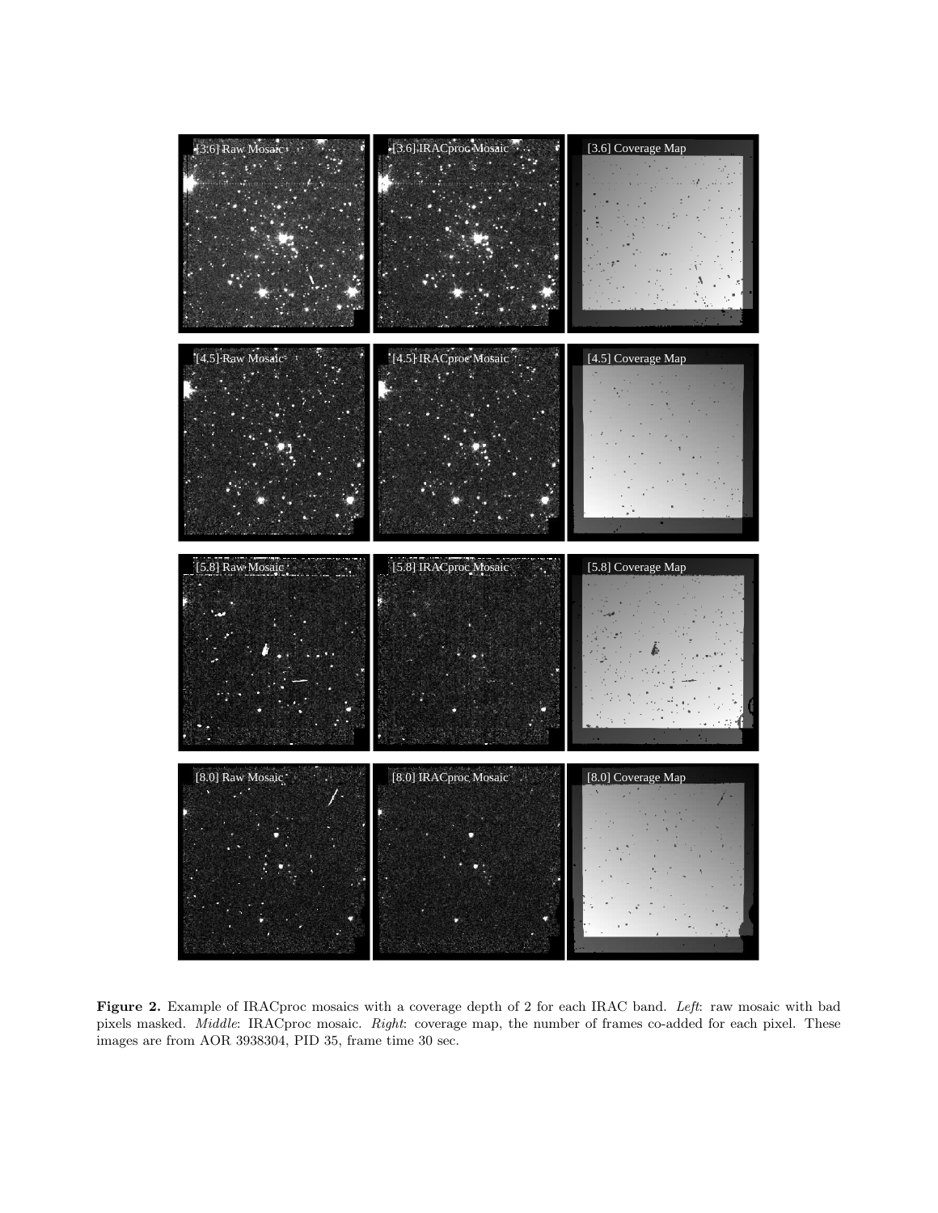**Figure 2.** Example of IRACproc mosaics with a coverage depth of 2 for each IRAC band. *Left*: raw mosaic with bad pixels masked. *Middle*: IRACproc mosaic. *Right*: coverage map, the number of frames co-added for each pixel. These images are from AOR 3938304, PID 35, frame time 30 sec.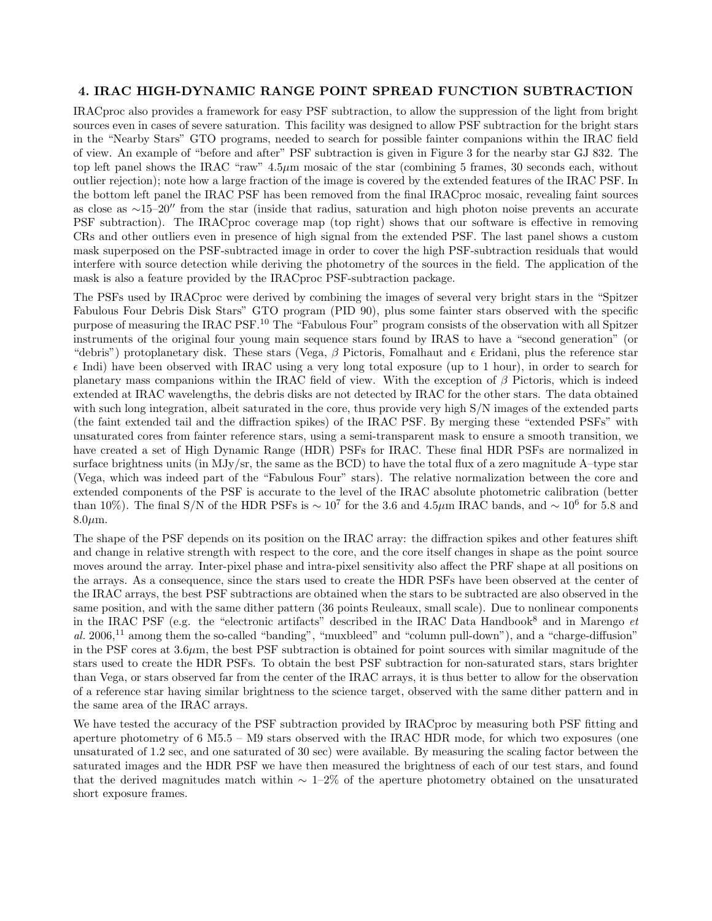## 4. IRAC HIGH-DYNAMIC RANGE POINT SPREAD FUNCTION SUBTRACTION

IRACproc also provides a framework for easy PSF subtraction, to allow the suppression of the light from bright sources even in cases of severe saturation. This facility was designed to allow PSF subtraction for the bright stars in the "Nearby Stars" GTO programs, needed to search for possible fainter companions within the IRAC field of view. An example of "before and after" PSF subtraction is given in Figure 3 for the nearby star GJ 832. The top left panel shows the IRAC "raw" 4.5$\mu$m mosaic of the star (combining 5 frames, 30 seconds each, without outlier rejection); note how a large fraction of the image is covered by the extended features of the IRAC PSF. In the bottom left panel the IRAC PSF has been removed from the final IRACproc mosaic, revealing faint sources as close as ∼15–20″ from the star (inside that radius, saturation and high photon noise prevents an accurate PSF subtraction). The IRACproc coverage map (top right) shows that our software is effective in removing CRs and other outliers even in presence of high signal from the extended PSF. The last panel shows a custom mask superposed on the PSF-subtracted image in order to cover the high PSF-subtraction residuals that would interfere with source detection while deriving the photometry of the sources in the field. The application of the mask is also a feature provided by the IRACproc PSF-subtraction package.

The PSFs used by IRACproc were derived by combining the images of several very bright stars in the "Spitzer Fabulous Four Debris Disk Stars" GTO program (PID 90), plus some fainter stars observed with the specific purpose of measuring the IRAC PSF.[10] The "Fabulous Four" program consists of the observation with all Spitzer instruments of the original four young main sequence stars found by IRAS to have a "second generation" (or "debris") protoplanetary disk. These stars (Vega, $\beta$ Pictoris, Fomalhaut and $\epsilon$ Eridani, plus the reference star $\epsilon$ Indi) have been observed with IRAC using a very long total exposure (up to 1 hour), in order to search for planetary mass companions within the IRAC field of view. With the exception of $\beta$ Pictoris, which is indeed extended at IRAC wavelengths, the debris disks are not detected by IRAC for the other stars. The data obtained with such long integration, albeit saturated in the core, thus provide very high S/N images of the extended parts (the faint extended tail and the diffraction spikes) of the IRAC PSF. By merging these "extended PSFs" with unsaturated cores from fainter reference stars, using a semi-transparent mask to ensure a smooth transition, we have created a set of High Dynamic Range (HDR) PSFs for IRAC. These final HDR PSFs are normalized in surface brightness units (in MJy/sr, the same as the BCD) to have the total flux of a zero magnitude A–type star (Vega, which was indeed part of the "Fabulous Four" stars). The relative normalization between the core and extended components of the PSF is accurate to the level of the IRAC absolute photometric calibration (better than 10%). The final S/N of the HDR PSFs is $\sim 10^7$ for the 3.6 and 4.5$\mu$m IRAC bands, and $\sim 10^6$ for 5.8 and 8.0$\mu$m.

The shape of the PSF depends on its position on the IRAC array: the diffraction spikes and other features shift and change in relative strength with respect to the core, and the core itself changes in shape as the point source moves around the array. Inter-pixel phase and intra-pixel sensitivity also affect the PRF shape at all positions on the arrays. As a consequence, since the stars used to create the HDR PSFs have been observed at the center of the IRAC arrays, the best PSF subtractions are obtained when the stars to be subtracted are also observed in the same position, and with the same dither pattern (36 points Reuleaux, small scale). Due to nonlinear components in the IRAC PSF (e.g. the "electronic artifacts" described in the IRAC Data Handbook[8] and in Marengo *et al.* 2006,[11] among them the so-called "banding", "muxbleed" and "column pull-down"), and a "charge-diffusion" in the PSF cores at 3.6$\mu$m, the best PSF subtraction is obtained for point sources with similar magnitude of the stars used to create the HDR PSFs. To obtain the best PSF subtraction for non-saturated stars, stars brighter than Vega, or stars observed far from the center of the IRAC arrays, it is thus better to allow for the observation of a reference star having similar brightness to the science target, observed with the same dither pattern and in the same area of the IRAC arrays.

We have tested the accuracy of the PSF subtraction provided by IRACproc by measuring both PSF fitting and aperture photometry of 6 M5.5 – M9 stars observed with the IRAC HDR mode, for which two exposures (one unsaturated of 1.2 sec, and one saturated of 30 sec) were available. By measuring the scaling factor between the saturated images and the HDR PSF we have then measured the brightness of each of our test stars, and found that the derived magnitudes match within ∼ 1–2% of the aperture photometry obtained on the unsaturated short exposure frames.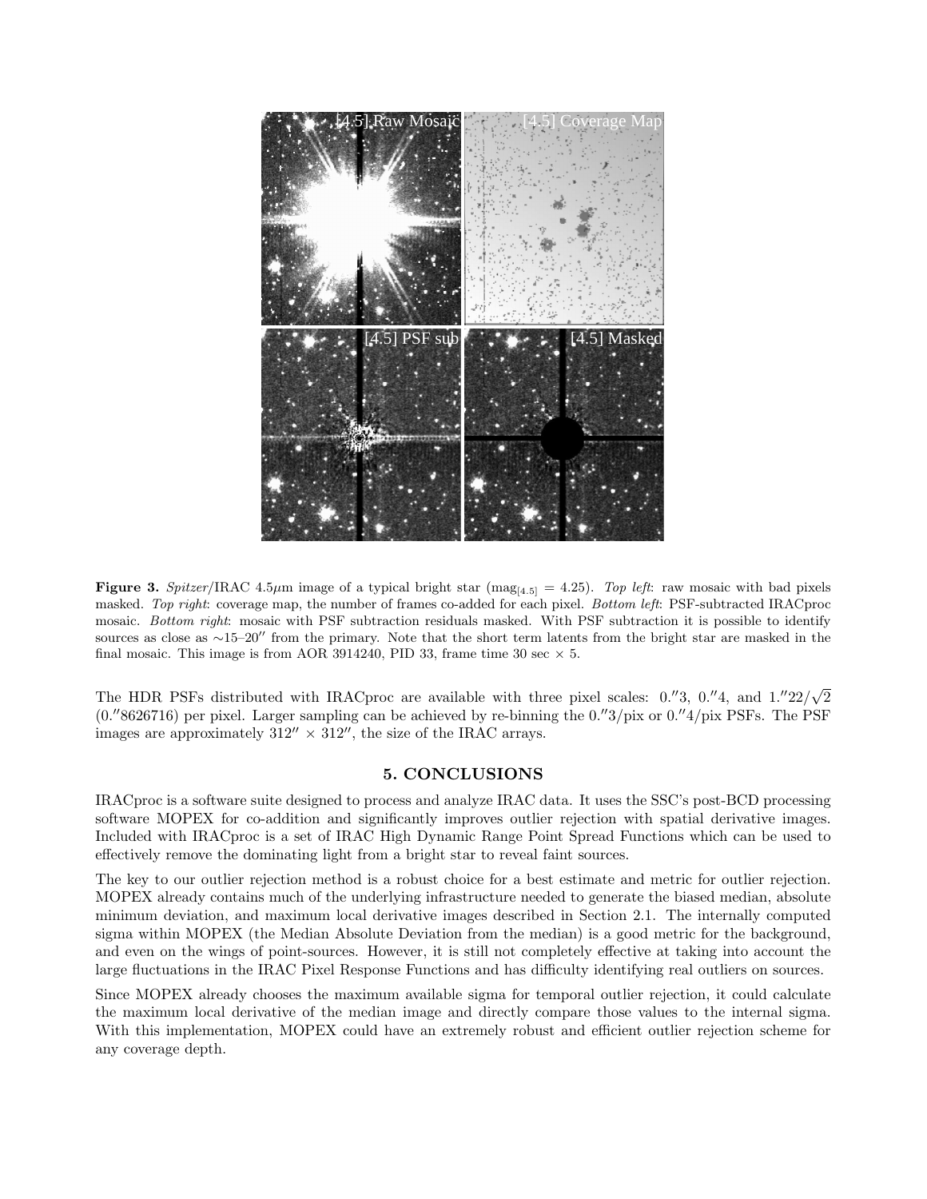**Figure 3.** *Spitzer*/IRAC 4.5$\mu$m image of a typical bright star ($\text{mag}_{[4.5]} = 4.25$). *Top left*: raw mosaic with bad pixels masked. *Top right*: coverage map, the number of frames co-added for each pixel. *Bottom left*: PSF-subtracted IRACproc mosaic. *Bottom right*: mosaic with PSF subtraction residuals masked. With PSF subtraction it is possible to identify sources as close as $\sim$15–20$''$ from the primary. Note that the short term latents from the bright star are masked in the final mosaic. This image is from AOR 3914240, PID 33, frame time 30 sec $\times$ 5.

The HDR PSFs distributed with IRACproc are available with three pixel scales: $0.''3$, $0.''4$, and $1.''22/\sqrt{2}$ ($0.''8626716$) per pixel. Larger sampling can be achieved by re-binning the $0.''3$/pix or $0.''4$/pix PSFs. The PSF images are approximately $312'' \times 312''$, the size of the IRAC arrays.

## 5. CONCLUSIONS

IRACproc is a software suite designed to process and analyze IRAC data. It uses the SSC's post-BCD processing software MOPEX for co-addition and significantly improves outlier rejection with spatial derivative images. Included with IRACproc is a set of IRAC High Dynamic Range Point Spread Functions which can be used to effectively remove the dominating light from a bright star to reveal faint sources.

The key to our outlier rejection method is a robust choice for a best estimate and metric for outlier rejection. MOPEX already contains much of the underlying infrastructure needed to generate the biased median, absolute minimum deviation, and maximum local derivative images described in Section 2.1. The internally computed sigma within MOPEX (the Median Absolute Deviation from the median) is a good metric for the background, and even on the wings of point-sources. However, it is still not completely effective at taking into account the large fluctuations in the IRAC Pixel Response Functions and has difficulty identifying real outliers on sources.

Since MOPEX already chooses the maximum available sigma for temporal outlier rejection, it could calculate the maximum local derivative of the median image and directly compare those values to the internal sigma. With this implementation, MOPEX could have an extremely robust and efficient outlier rejection scheme for any coverage depth.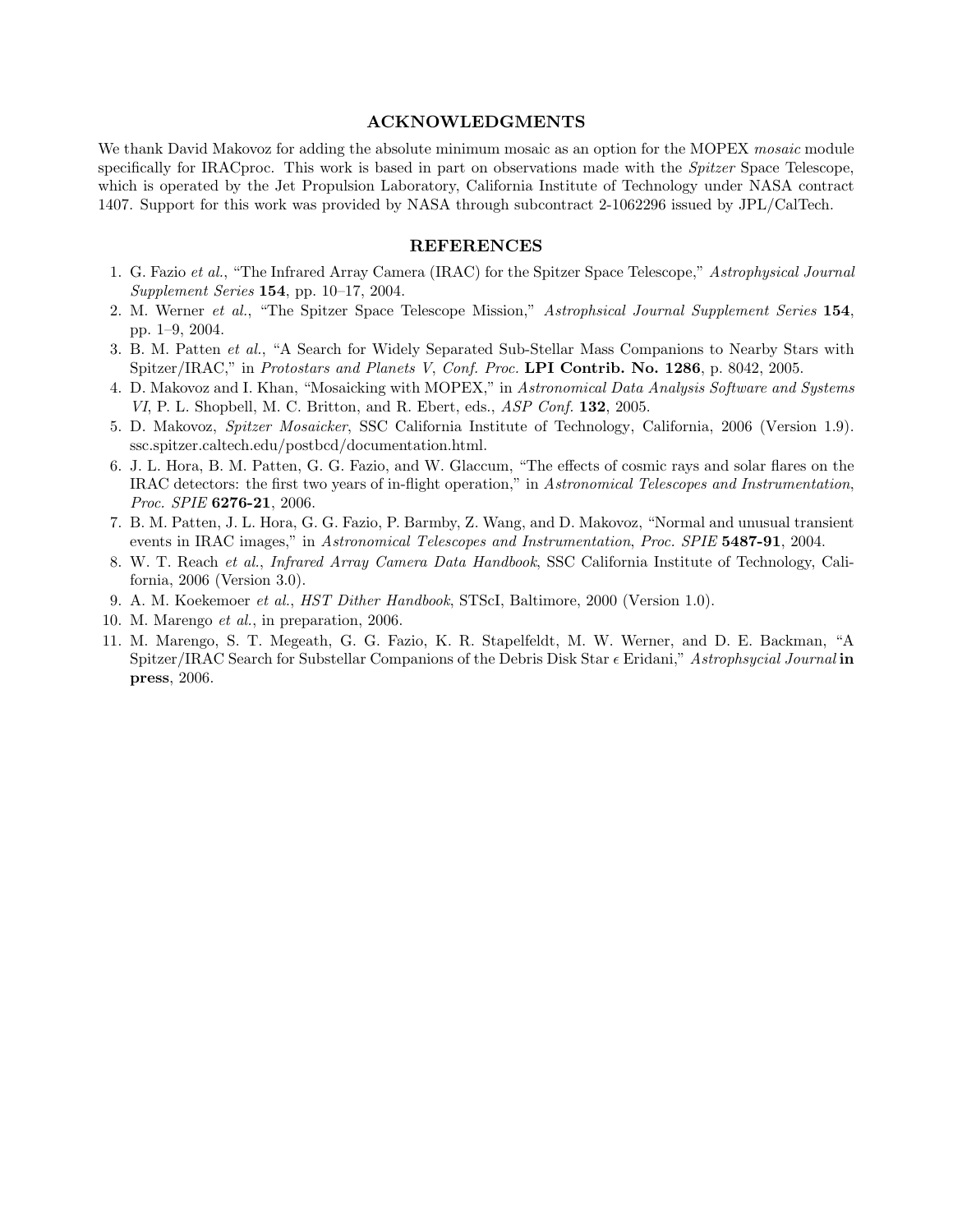## ACKNOWLEDGMENTS

We thank David Makovoz for adding the absolute minimum mosaic as an option for the MOPEX *mosaic* module specifically for IRACproc. This work is based in part on observations made with the *Spitzer* Space Telescope, which is operated by the Jet Propulsion Laboratory, California Institute of Technology under NASA contract 1407. Support for this work was provided by NASA through subcontract 2-1062296 issued by JPL/CalTech.

## REFERENCES

1. G. Fazio *et al.*, "The Infrared Array Camera (IRAC) for the Spitzer Space Telescope," *Astrophysical Journal Supplement Series* **154**, pp. 10–17, 2004.
2. M. Werner *et al.*, "The Spitzer Space Telescope Mission," *Astrophsical Journal Supplement Series* **154**, pp. 1–9, 2004.
3. B. M. Patten *et al.*, "A Search for Widely Separated Sub-Stellar Mass Companions to Nearby Stars with Spitzer/IRAC," in *Protostars and Planets V*, *Conf. Proc.* **LPI Contrib. No. 1286**, p. 8042, 2005.
4. D. Makovoz and I. Khan, "Mosaicking with MOPEX," in *Astronomical Data Analysis Software and Systems VI*, P. L. Shopbell, M. C. Britton, and R. Ebert, eds., *ASP Conf.* **132**, 2005.
5. D. Makovoz, *Spitzer Mosaicker*, SSC California Institute of Technology, California, 2006 (Version 1.9). ssc.spitzer.caltech.edu/postbcd/documentation.html.
6. J. L. Hora, B. M. Patten, G. G. Fazio, and W. Glaccum, "The effects of cosmic rays and solar flares on the IRAC detectors: the first two years of in-flight operation," in *Astronomical Telescopes and Instrumentation*, *Proc. SPIE* **6276-21**, 2006.
7. B. M. Patten, J. L. Hora, G. G. Fazio, P. Barmby, Z. Wang, and D. Makovoz, "Normal and unusual transient events in IRAC images," in *Astronomical Telescopes and Instrumentation*, *Proc. SPIE* **5487-91**, 2004.
8. W. T. Reach *et al.*, *Infrared Array Camera Data Handbook*, SSC California Institute of Technology, California, 2006 (Version 3.0).
9. A. M. Koekemoer *et al.*, *HST Dither Handbook*, STScI, Baltimore, 2000 (Version 1.0).
10. M. Marengo *et al.*, in preparation, 2006.
11. M. Marengo, S. T. Megeath, G. G. Fazio, K. R. Stapelfeldt, M. W. Werner, and D. E. Backman, "A Spitzer/IRAC Search for Substellar Companions of the Debris Disk Star $\epsilon$ Eridani," *Astrophsycial Journal* **in press**, 2006.